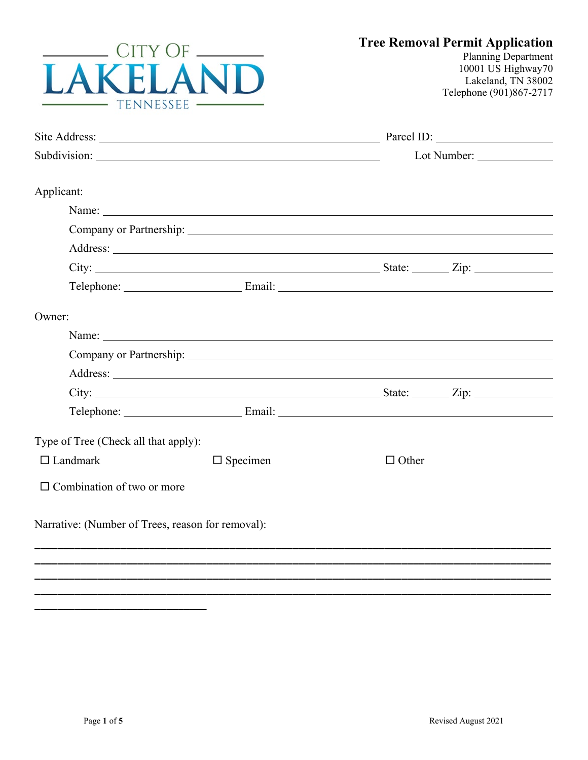CITY OF LAKELAND TENNESSEE

# Tree Removal Permit Application

Planning Department
10001 US Highway70
Lakeland, TN 38002
Telephone (901)867-2717

Site Address: ______________________________ Parcel ID: ______________

Subdivision: ______________________________ Lot Number: ____________

Applicant:

Name: ______________________________

Company or Partnership: ______________________________

Address: ______________________________

City: ______________________________ State: ______ Zip: ____________

Telephone: ________________ Email: ______________________________

Owner:

Name: ______________________________

Company or Partnership: ______________________________

Address: ______________________________

City: ______________________________ State: ______ Zip: ____________

Telephone: ________________ Email: ______________________________

Type of Tree (Check all that apply):

☐ Landmark ☐ Specimen ☐ Other

☐ Combination of two or more

Narrative: (Number of Trees, reason for removal):

______________________________________________________________________________

______________________________________________________________________________

______________________________________________________________________________

______________________________________________________________________________

____________________________

Revised August 2021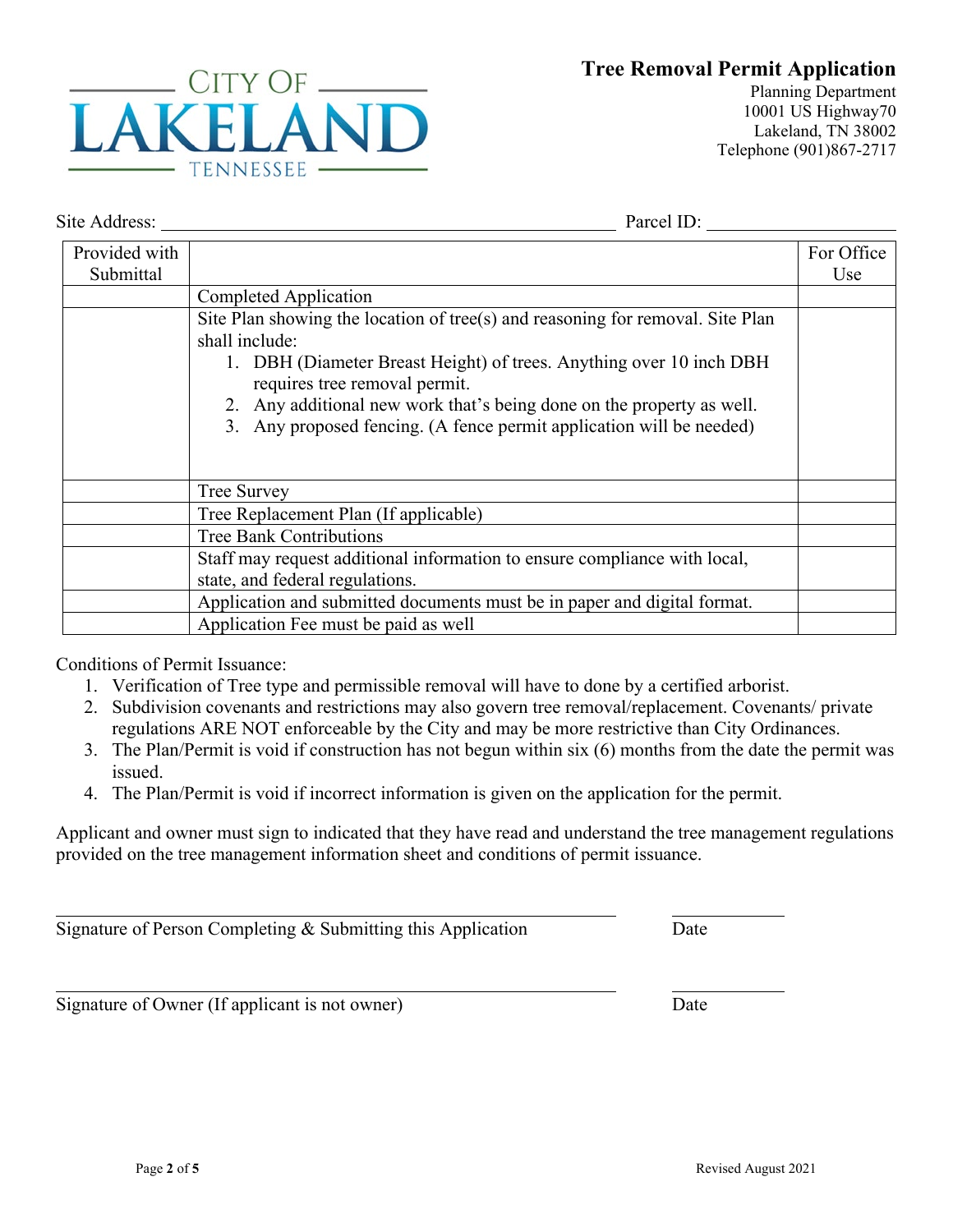CITY OF LAKELAND TENNESSEE

# Tree Removal Permit Application

Planning Department
10001 US Highway70
Lakeland, TN 38002
Telephone (901)867-2717

Site Address: ______________________________ Parcel ID: ______________

| Provided with Submittal | | For Office Use |
|---|---|---|
| | Completed Application | |
| | Site Plan showing the location of tree(s) and reasoning for removal. Site Plan shall include:<br>1. DBH (Diameter Breast Height) of trees. Anything over 10 inch DBH requires tree removal permit.<br>2. Any additional new work that's being done on the property as well.<br>3. Any proposed fencing. (A fence permit application will be needed) | |
| | Tree Survey | |
| | Tree Replacement Plan (If applicable) | |
| | Tree Bank Contributions | |
| | Staff may request additional information to ensure compliance with local, state, and federal regulations. | |
| | Application and submitted documents must be in paper and digital format. | |
| | Application Fee must be paid as well | |

Conditions of Permit Issuance:

1. Verification of Tree type and permissible removal will have to done by a certified arborist.
2. Subdivision covenants and restrictions may also govern tree removal/replacement. Covenants/ private regulations ARE NOT enforceable by the City and may be more restrictive than City Ordinances.
3. The Plan/Permit is void if construction has not begun within six (6) months from the date the permit was issued.
4. The Plan/Permit is void if incorrect information is given on the application for the permit.

Applicant and owner must sign to indicated that they have read and understand the tree management regulations provided on the tree management information sheet and conditions of permit issuance.

______________________________________________ ____________
Signature of Person Completing & Submitting this Application Date

______________________________________________ ____________
Signature of Owner (If applicant is not owner) Date

Revised August 2021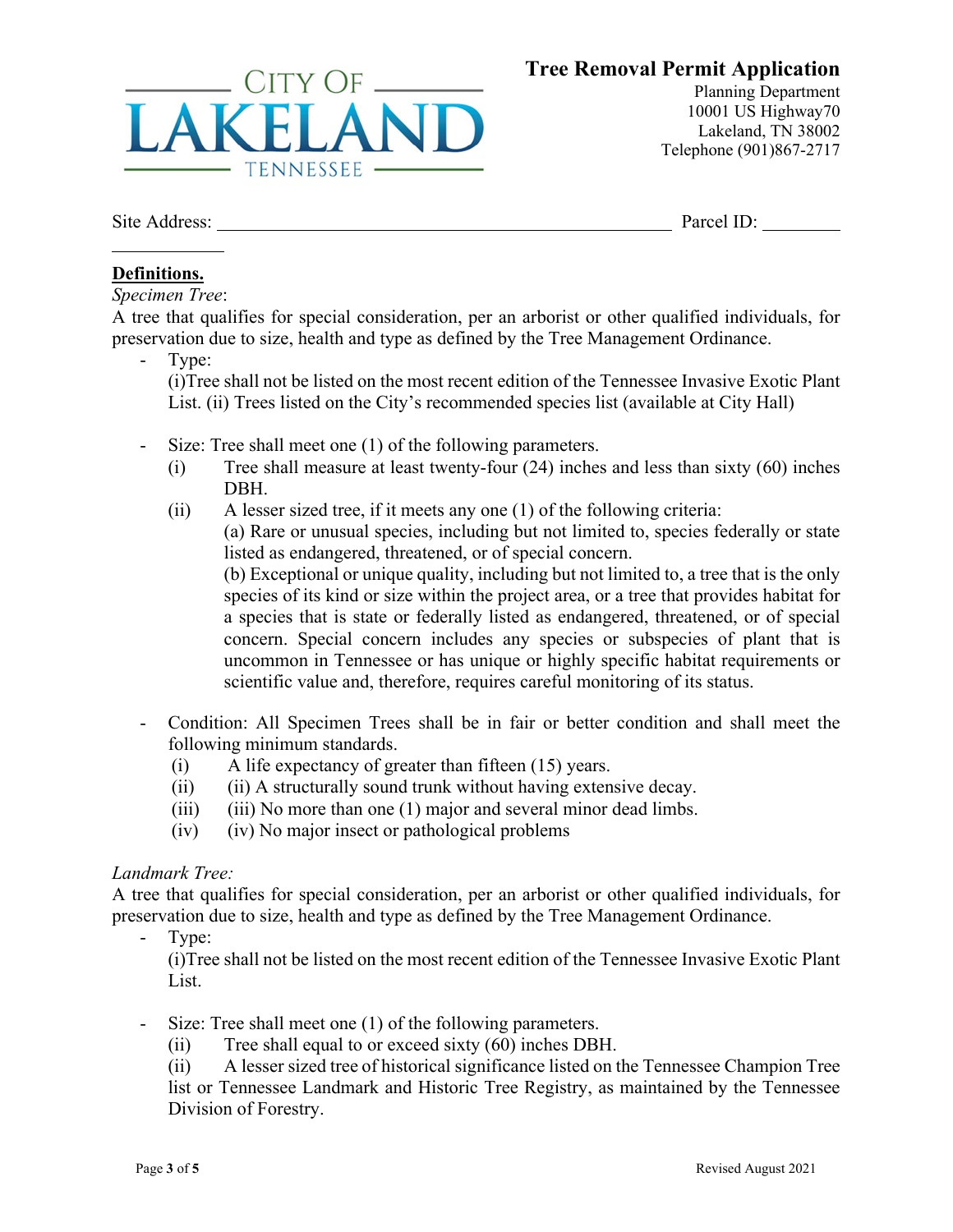CITY OF LAKELAND TENNESSEE

# Tree Removal Permit Application

Planning Department
10001 US Highway70
Lakeland, TN 38002
Telephone (901)867-2717

Site Address: ______________________________ Parcel ID: __________

__________

**Definitions.**

*Specimen Tree*:
A tree that qualifies for special consideration, per an arborist or other qualified individuals, for preservation due to size, health and type as defined by the Tree Management Ordinance.

- Type:
  (i)Tree shall not be listed on the most recent edition of the Tennessee Invasive Exotic Plant List. (ii) Trees listed on the City's recommended species list (available at City Hall)

- Size: Tree shall meet one (1) of the following parameters.
  (i) Tree shall measure at least twenty-four (24) inches and less than sixty (60) inches DBH.
  (ii) A lesser sized tree, if it meets any one (1) of the following criteria:
  (a) Rare or unusual species, including but not limited to, species federally or state listed as endangered, threatened, or of special concern.
  (b) Exceptional or unique quality, including but not limited to, a tree that is the only species of its kind or size within the project area, or a tree that provides habitat for a species that is state or federally listed as endangered, threatened, or of special concern. Special concern includes any species or subspecies of plant that is uncommon in Tennessee or has unique or highly specific habitat requirements or scientific value and, therefore, requires careful monitoring of its status.

- Condition: All Specimen Trees shall be in fair or better condition and shall meet the following minimum standards.
  (i) A life expectancy of greater than fifteen (15) years.
  (ii) (ii) A structurally sound trunk without having extensive decay.
  (iii) (iii) No more than one (1) major and several minor dead limbs.
  (iv) (iv) No major insect or pathological problems

*Landmark Tree:*
A tree that qualifies for special consideration, per an arborist or other qualified individuals, for preservation due to size, health and type as defined by the Tree Management Ordinance.

- Type:
  (i)Tree shall not be listed on the most recent edition of the Tennessee Invasive Exotic Plant List.

- Size: Tree shall meet one (1) of the following parameters.
  (ii) Tree shall equal to or exceed sixty (60) inches DBH.
  (ii) A lesser sized tree of historical significance listed on the Tennessee Champion Tree list or Tennessee Landmark and Historic Tree Registry, as maintained by the Tennessee Division of Forestry.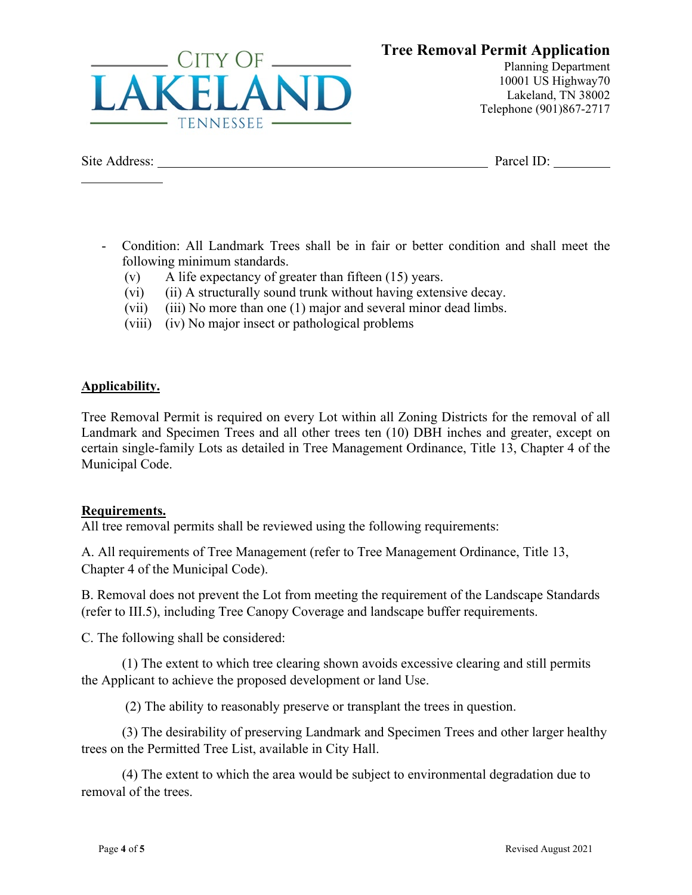**Tree Removal Permit Application**

Planning Department
10001 US Highway70
Lakeland, TN 38002
Telephone (901)867-2717

Site Address: ______________________________________________ Parcel ID: ________
____________

- Condition: All Landmark Trees shall be in fair or better condition and shall meet the following minimum standards.
  (v) A life expectancy of greater than fifteen (15) years.
  (vi) (ii) A structurally sound trunk without having extensive decay.
  (vii) (iii) No more than one (1) major and several minor dead limbs.
  (viii) (iv) No major insect or pathological problems

**Applicability.**

Tree Removal Permit is required on every Lot within all Zoning Districts for the removal of all Landmark and Specimen Trees and all other trees ten (10) DBH inches and greater, except on certain single-family Lots as detailed in Tree Management Ordinance, Title 13, Chapter 4 of the Municipal Code.

**Requirements.**

All tree removal permits shall be reviewed using the following requirements:

A. All requirements of Tree Management (refer to Tree Management Ordinance, Title 13, Chapter 4 of the Municipal Code).

B. Removal does not prevent the Lot from meeting the requirement of the Landscape Standards (refer to III.5), including Tree Canopy Coverage and landscape buffer requirements.

C. The following shall be considered:

(1) The extent to which tree clearing shown avoids excessive clearing and still permits the Applicant to achieve the proposed development or land Use.

(2) The ability to reasonably preserve or transplant the trees in question.

(3) The desirability of preserving Landmark and Specimen Trees and other larger healthy trees on the Permitted Tree List, available in City Hall.

(4) The extent to which the area would be subject to environmental degradation due to removal of the trees.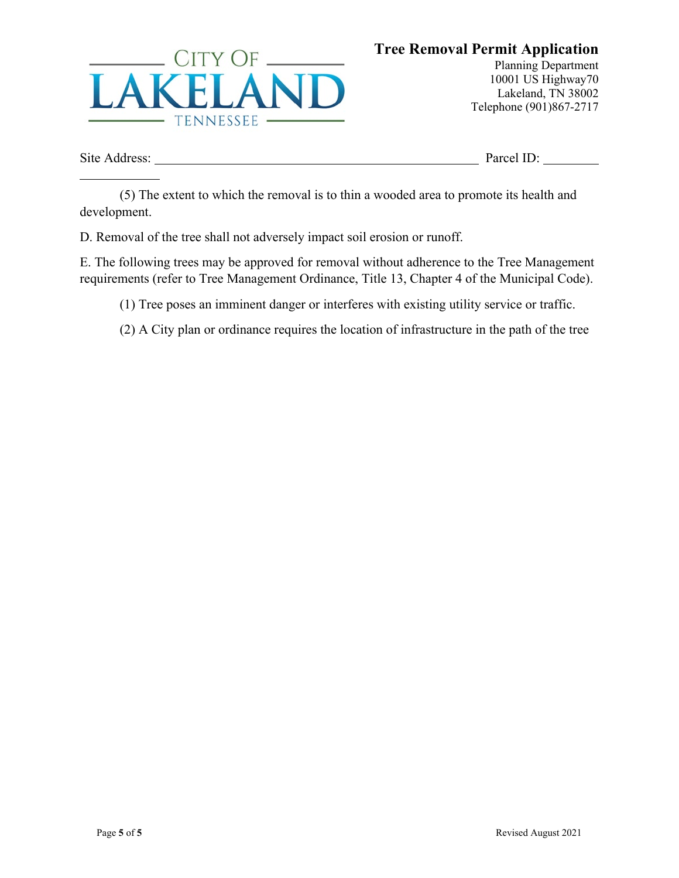# Tree Removal Permit Application

Planning Department
10001 US Highway70
Lakeland, TN 38002
Telephone (901)867-2717

Site Address: ______________________________________________ Parcel ID: __________

(5) The extent to which the removal is to thin a wooded area to promote its health and development.

D. Removal of the tree shall not adversely impact soil erosion or runoff.

E. The following trees may be approved for removal without adherence to the Tree Management requirements (refer to Tree Management Ordinance, Title 13, Chapter 4 of the Municipal Code).

(1) Tree poses an imminent danger or interferes with existing utility service or traffic.

(2) A City plan or ordinance requires the location of infrastructure in the path of the tree

Revised August 2021